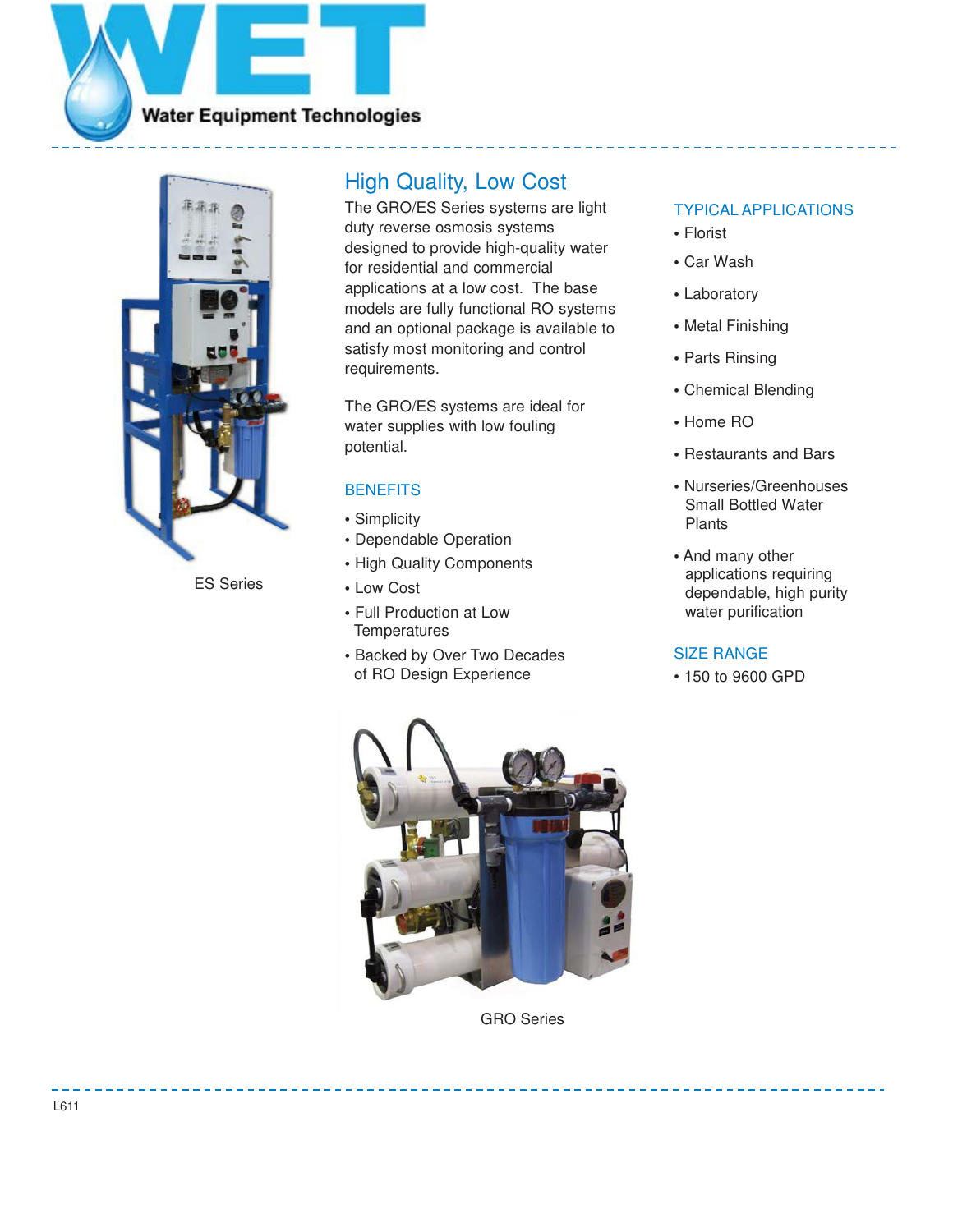WET Water Equipment Technologies

## High Quality, Low Cost

The GRO/ES Series systems are light duty reverse osmosis systems designed to provide high-quality water for residential and commercial applications at a low cost. The base models are fully functional RO systems and an optional package is available to satisfy most monitoring and control requirements.

The GRO/ES systems are ideal for water supplies with low fouling potential.

### BENEFITS

- Simplicity
- Dependable Operation
- High Quality Components
- Low Cost
- Full Production at Low Temperatures
- Backed by Over Two Decades of RO Design Experience

### TYPICAL APPLICATIONS

- Florist
- Car Wash
- Laboratory
- Metal Finishing
- Parts Rinsing
- Chemical Blending
- Home RO
- Restaurants and Bars
- Nurseries/Greenhouses Small Bottled Water Plants
- And many other applications requiring dependable, high purity water purification

### SIZE RANGE

- 150 to 9600 GPD

ES Series

GRO Series

L611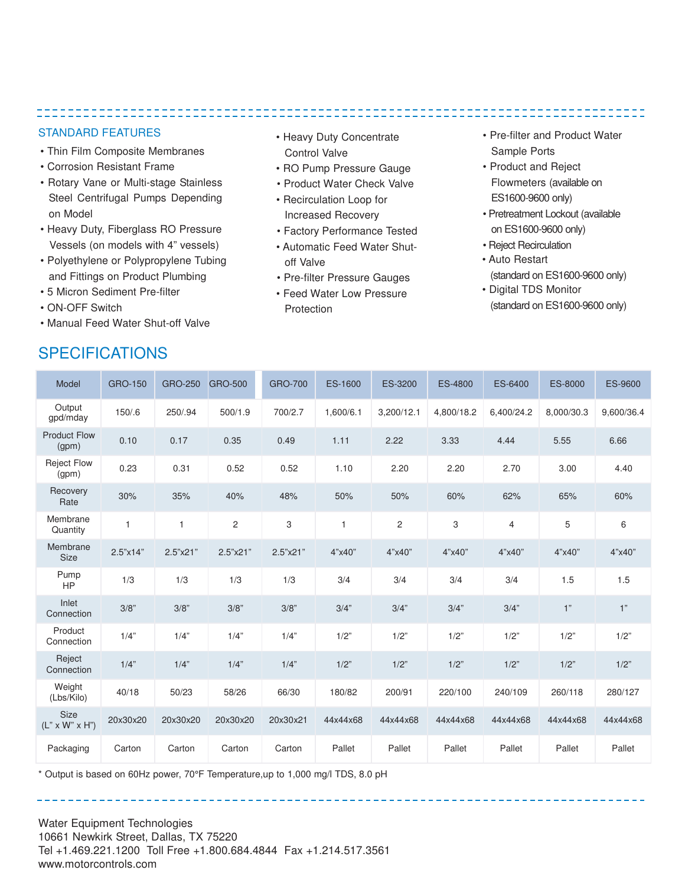## STANDARD FEATURES

- Thin Film Composite Membranes
- Corrosion Resistant Frame
- Rotary Vane or Multi-stage Stainless Steel Centrifugal Pumps Depending on Model
- Heavy Duty, Fiberglass RO Pressure Vessels (on models with 4" vessels)
- Polyethylene or Polypropylene Tubing and Fittings on Product Plumbing
- 5 Micron Sediment Pre-filter
- ON-OFF Switch
- Manual Feed Water Shut-off Valve
- Heavy Duty Concentrate Control Valve
- RO Pump Pressure Gauge
- Product Water Check Valve
- Recirculation Loop for Increased Recovery
- Factory Performance Tested
- Automatic Feed Water Shut-off Valve
- Pre-filter Pressure Gauges
- Feed Water Low Pressure Protection
- Pre-filter and Product Water Sample Ports
- Product and Reject Flowmeters (available on ES1600-9600 only)
- Pretreatment Lockout (available on ES1600-9600 only)
- Reject Recirculation
- Auto Restart (standard on ES1600-9600 only)
- Digital TDS Monitor (standard on ES1600-9600 only)

## SPECIFICATIONS

| Model | GRO-150 | GRO-250 | GRO-500 | GRO-700 | ES-1600 | ES-3200 | ES-4800 | ES-6400 | ES-8000 | ES-9600 |
|---|---|---|---|---|---|---|---|---|---|---|
| Output gpd/mday | 150/.6 | 250/.94 | 500/1.9 | 700/2.7 | 1,600/6.1 | 3,200/12.1 | 4,800/18.2 | 6,400/24.2 | 8,000/30.3 | 9,600/36.4 |
| Product Flow (gpm) | 0.10 | 0.17 | 0.35 | 0.49 | 1.11 | 2.22 | 3.33 | 4.44 | 5.55 | 6.66 |
| Reject Flow (gpm) | 0.23 | 0.31 | 0.52 | 0.52 | 1.10 | 2.20 | 2.20 | 2.70 | 3.00 | 4.40 |
| Recovery Rate | 30% | 35% | 40% | 48% | 50% | 50% | 60% | 62% | 65% | 60% |
| Membrane Quantity | 1 | 1 | 2 | 3 | 1 | 2 | 3 | 4 | 5 | 6 |
| Membrane Size | 2.5"x14" | 2.5"x21" | 2.5"x21" | 2.5"x21" | 4"x40" | 4"x40" | 4"x40" | 4"x40" | 4"x40" | 4"x40" |
| Pump HP | 1/3 | 1/3 | 1/3 | 1/3 | 3/4 | 3/4 | 3/4 | 3/4 | 1.5 | 1.5 |
| Inlet Connection | 3/8" | 3/8" | 3/8" | 3/8" | 3/4" | 3/4" | 3/4" | 3/4" | 1" | 1" |
| Product Connection | 1/4" | 1/4" | 1/4" | 1/4" | 1/2" | 1/2" | 1/2" | 1/2" | 1/2" | 1/2" |
| Reject Connection | 1/4" | 1/4" | 1/4" | 1/4" | 1/2" | 1/2" | 1/2" | 1/2" | 1/2" | 1/2" |
| Weight (Lbs/Kilo) | 40/18 | 50/23 | 58/26 | 66/30 | 180/82 | 200/91 | 220/100 | 240/109 | 260/118 | 280/127 |
| Size (L" x W" x H") | 20x30x20 | 20x30x20 | 20x30x20 | 20x30x21 | 44x44x68 | 44x44x68 | 44x44x68 | 44x44x68 | 44x44x68 | 44x44x68 |
| Packaging | Carton | Carton | Carton | Carton | Pallet | Pallet | Pallet | Pallet | Pallet | Pallet |

* Output is based on 60Hz power, 70°F Temperature,up to 1,000 mg/l TDS, 8.0 pH

Water Equipment Technologies
10661 Newkirk Street, Dallas, TX 75220
Tel +1.469.221.1200 Toll Free +1.800.684.4844 Fax +1.214.517.3561
www.motorcontrols.com